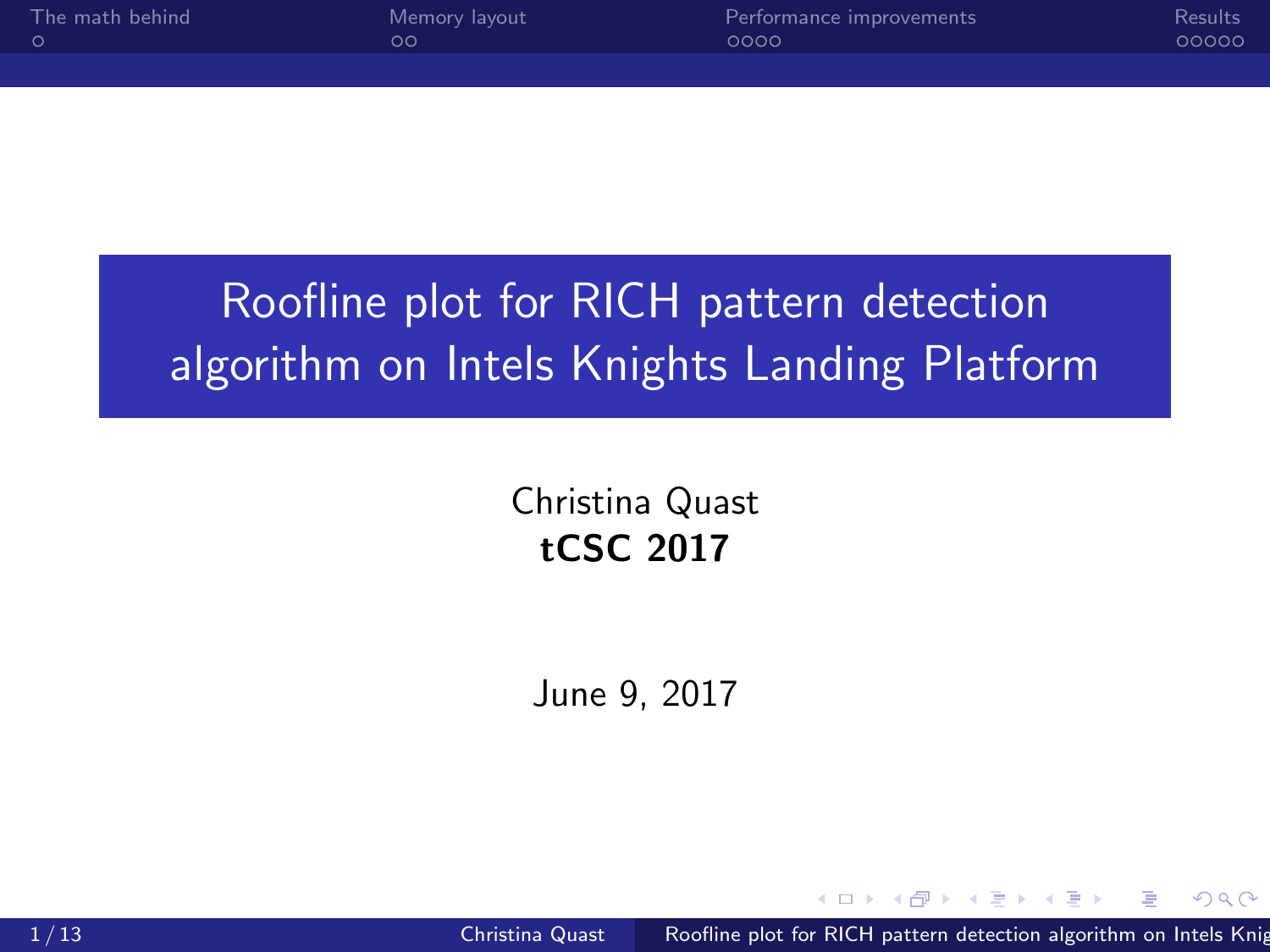# Roofline plot for RICH pattern detection algorithm on Intels Knights Landing Platform

Christina Quast

**tCSC 2017**

June 9, 2017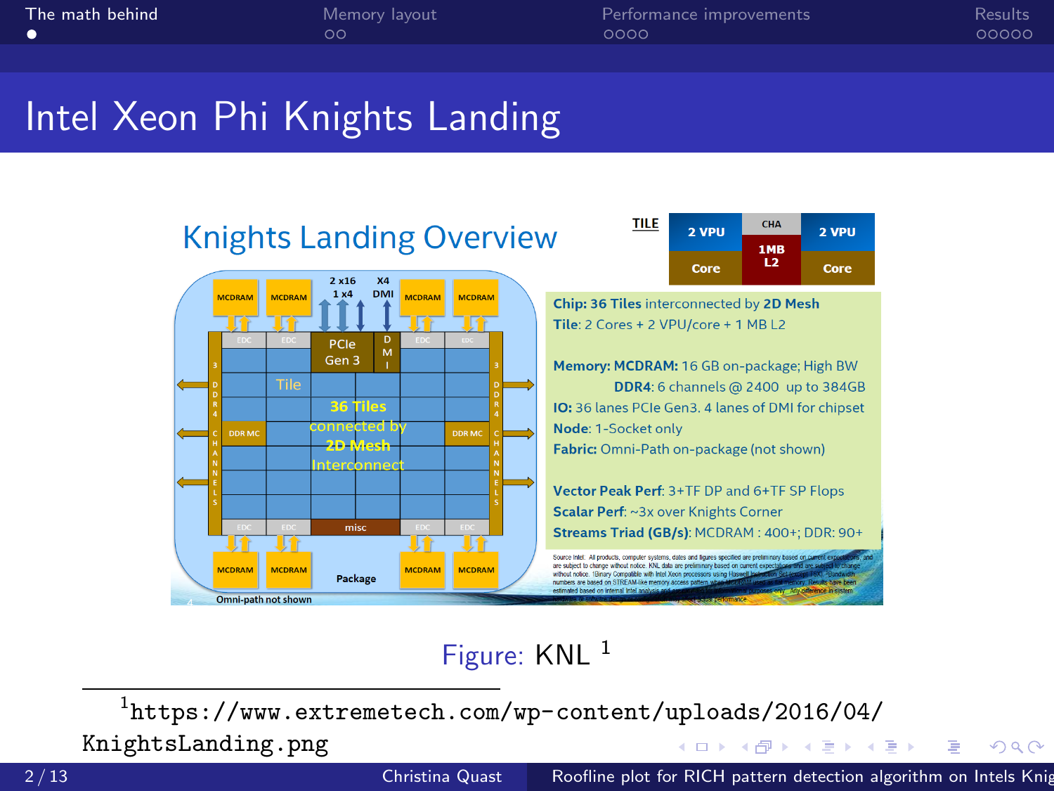# Intel Xeon Phi Knights Landing

**Knights Landing Overview**

**Chip: 36 Tiles** interconnected by **2D Mesh**
**Tile**: 2 Cores + 2 VPU/core + 1 MB L2

**Memory: MCDRAM:** 16 GB on-package; High BW
**DDR4**: 6 channels @ 2400 up to 384GB
**IO:** 36 lanes PCIe Gen3. 4 lanes of DMI for chipset
**Node**: 1-Socket only
**Fabric:** Omni-Path on-package (not shown)

**Vector Peak Perf**: 3+TF DP and 6+TF SP Flops
**Scalar Perf**: ~3x over Knights Corner
**Streams Triad (GB/s)**: MCDRAM : 400+; DDR: 90+

Figure: KNL [1]

[1] https://www.extremetech.com/wp-content/uploads/2016/04/KnightsLanding.png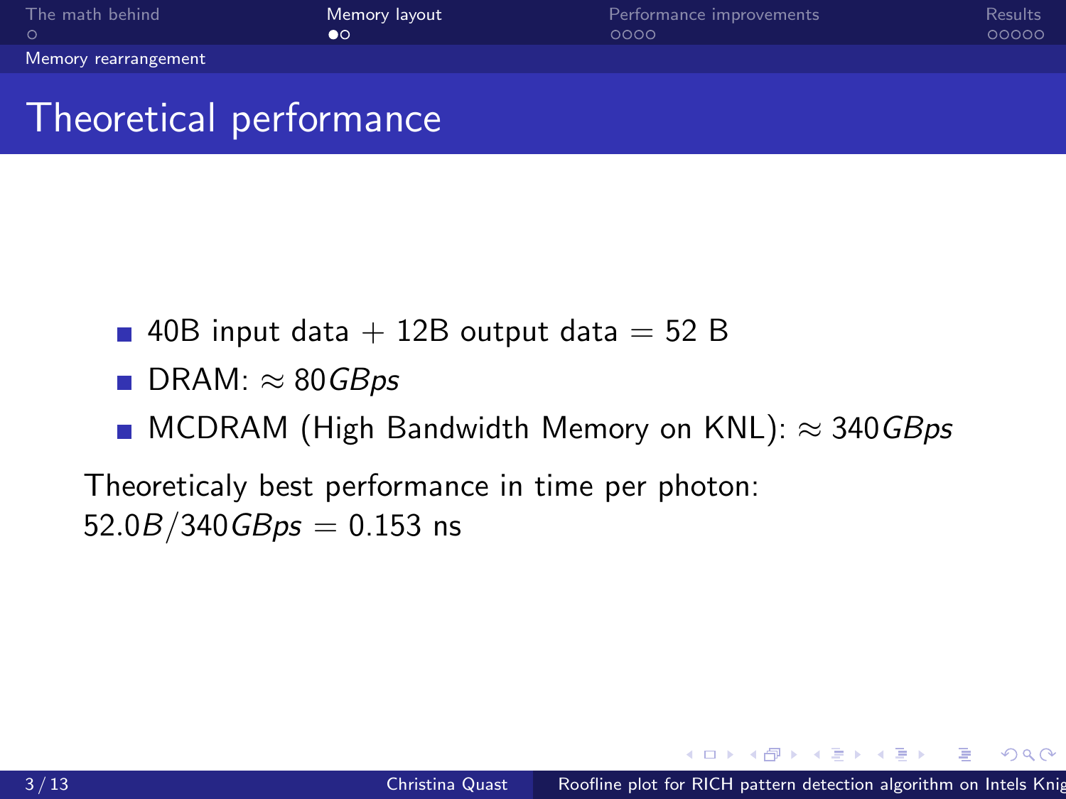# Theoretical performance

- 40B input data + 12B output data = 52 B
- DRAM: $\approx 80 GBps$
- MCDRAM (High Bandwidth Memory on KNL): $\approx 340 GBps$

Theoreticaly best performance in time per photon:
$52.0B/340GBps = 0.153$ ns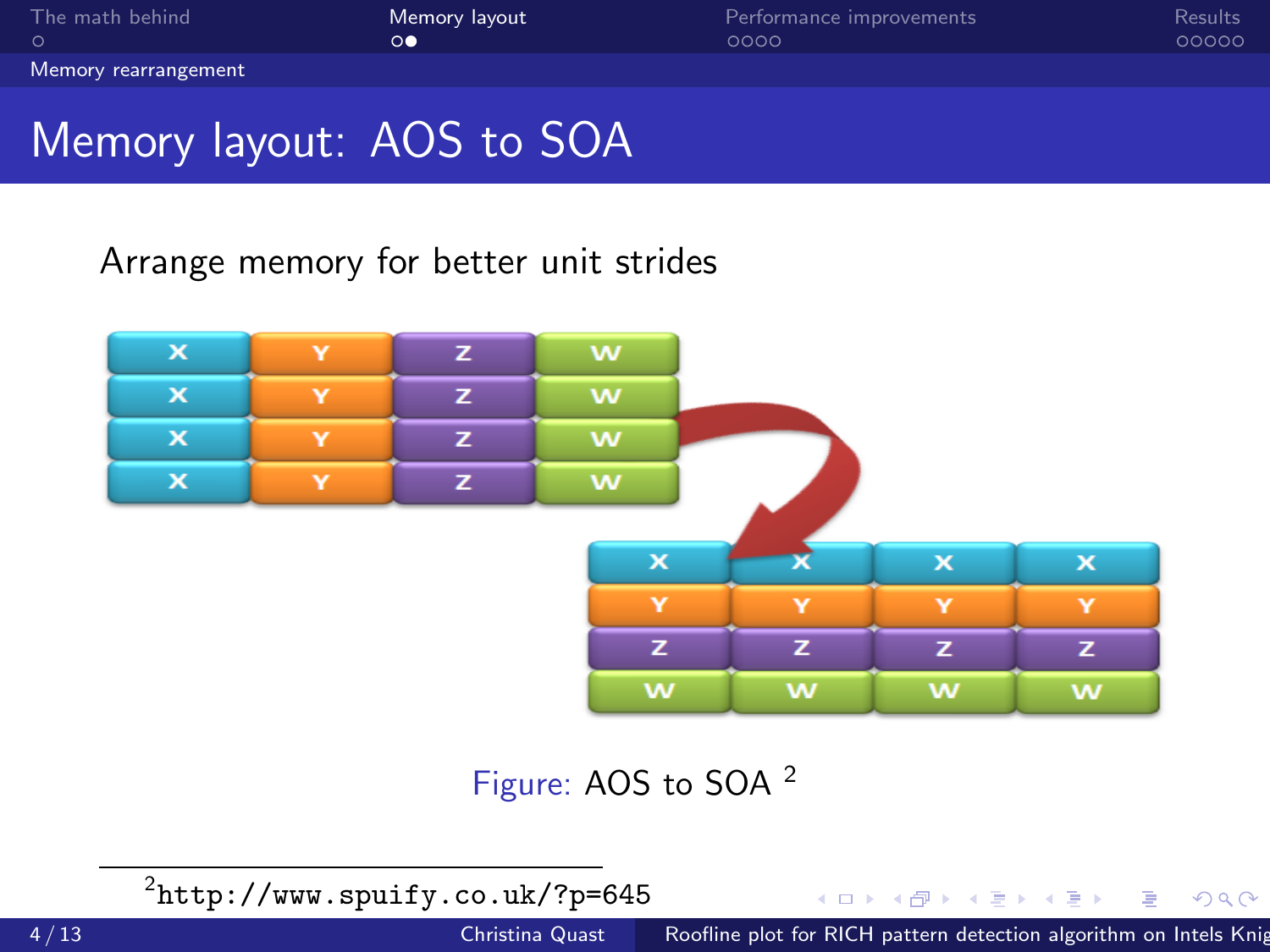# Memory layout: AOS to SOA

Arrange memory for better unit strides

Figure: AOS to SOA [2]

[2] http://www.spuify.co.uk/?p=645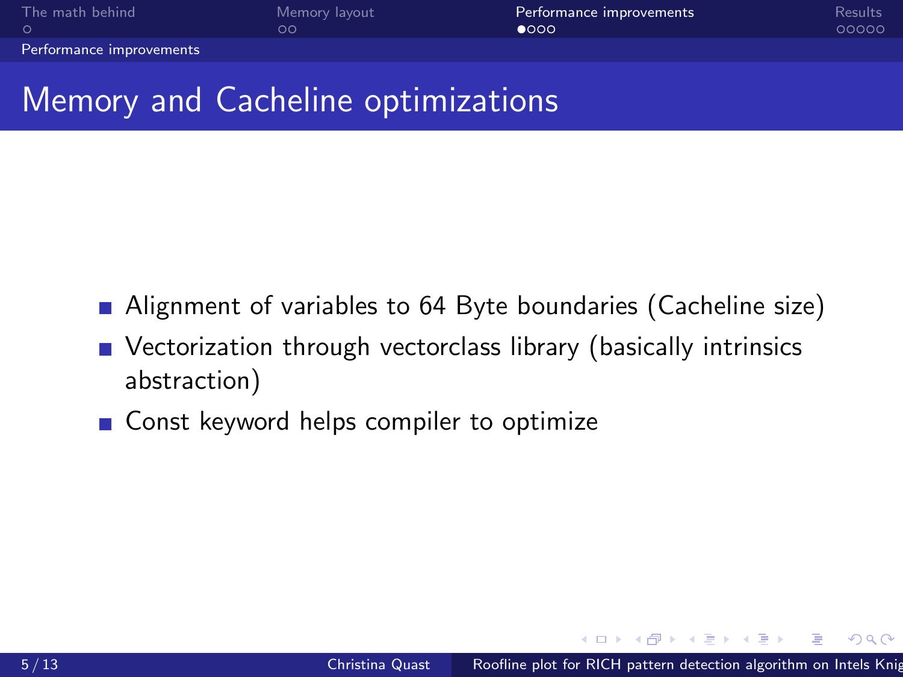# Memory and Cacheline optimizations

- Alignment of variables to 64 Byte boundaries (Cacheline size)
- Vectorization through vectorclass library (basically intrinsics abstraction)
- Const keyword helps compiler to optimize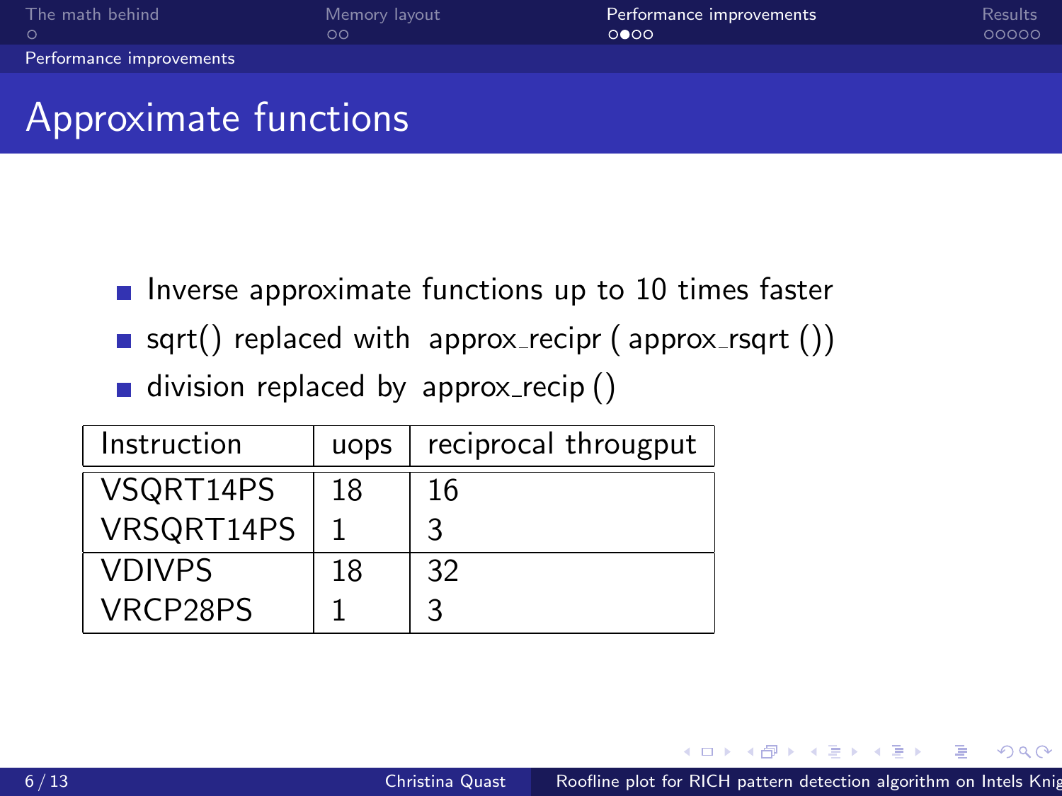# Approximate functions

- Inverse approximate functions up to 10 times faster
- sqrt() replaced with approx_recipr ( approx_rsqrt ())
- division replaced by approx_recip ()

| Instruction | uops | reciprocal througput |
|---|---|---|
| VSQRT14PS | 18 | 16 |
| VRSQRT14PS | 1 | 3 |
| VDIVPS | 18 | 32 |
| VRCP28PS | 1 | 3 |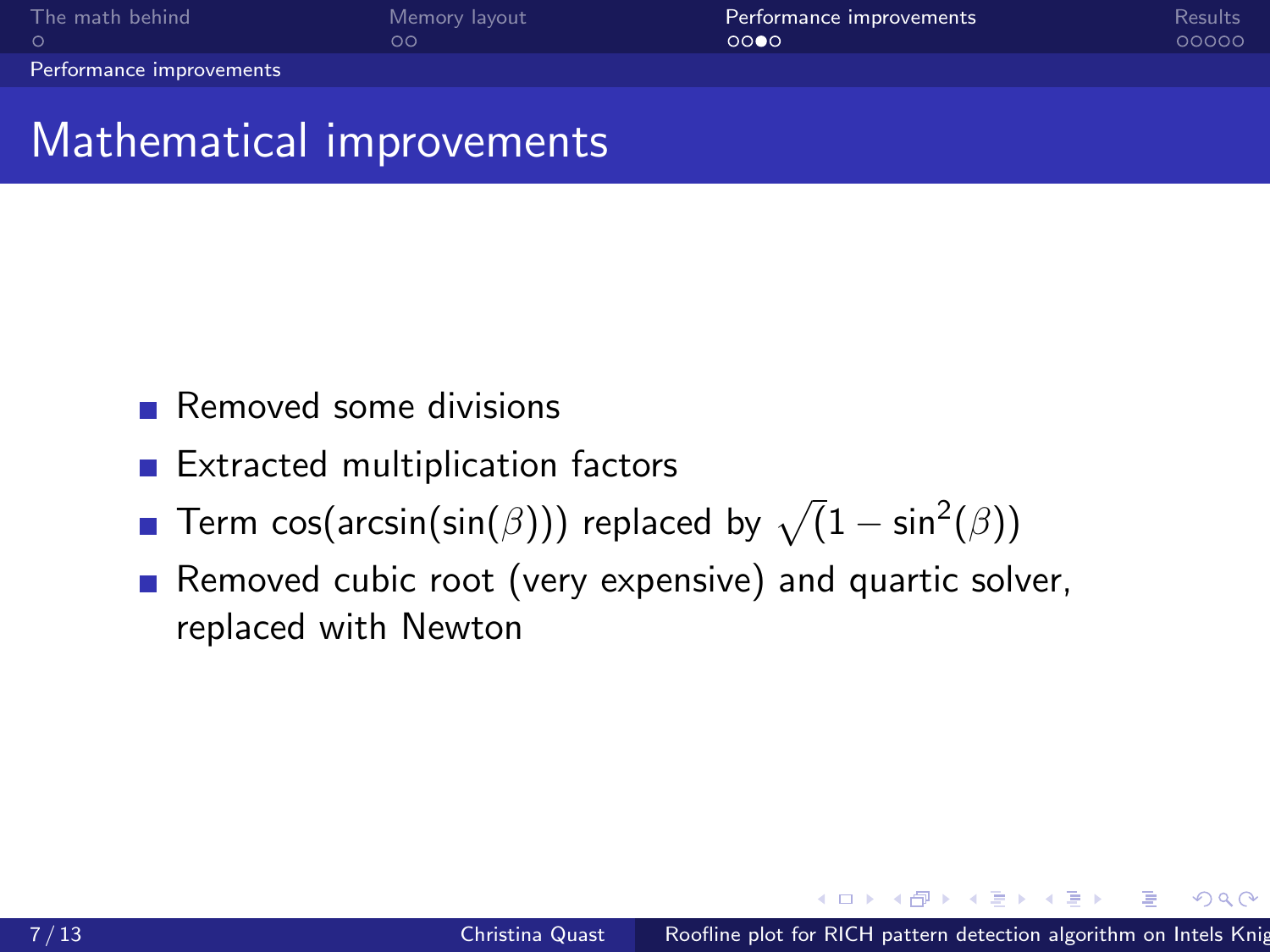# Mathematical improvements

- Removed some divisions
- Extracted multiplication factors
- Term $\cos(\arcsin(\sin(\beta)))$ replaced by $\sqrt(1 - \sin^2(\beta))$
- Removed cubic root (very expensive) and quartic solver, replaced with Newton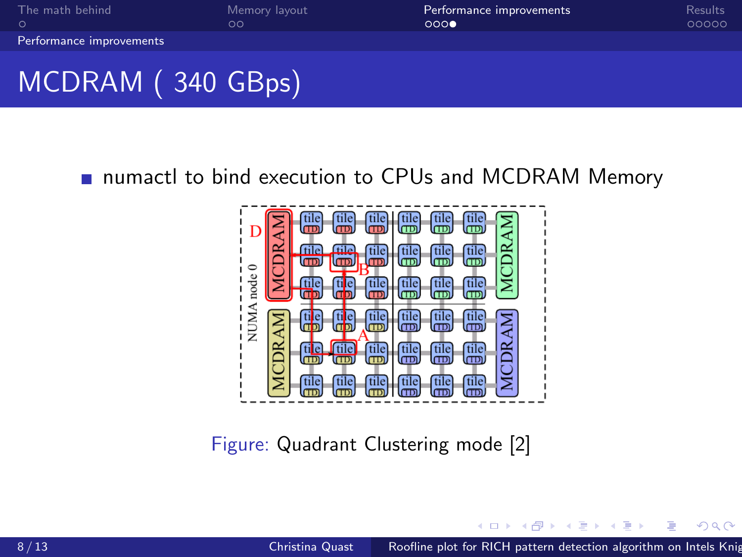# MCDRAM ( 340 GBps)

- numactl to bind execution to CPUs and MCDRAM Memory

Figure: Quadrant Clustering mode [2]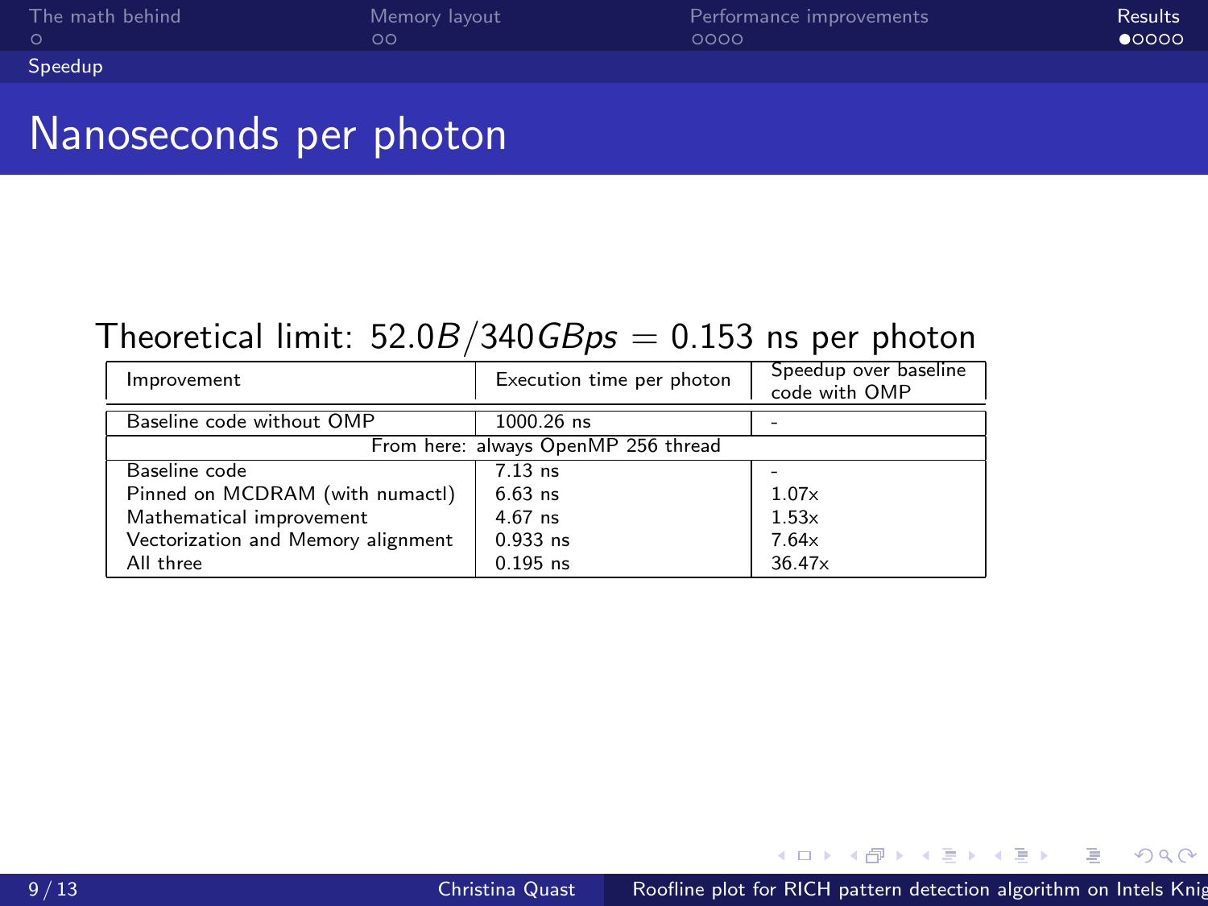# Nanoseconds per photon

Theoretical limit: $52.0B/340GBps = 0.153$ ns per photon

| Improvement | Execution time per photon | Speedup over baseline code with OMP |
|---|---|---|
| Baseline code without OMP | 1000.26 ns | - |
| From here: always OpenMP 256 thread | | |
| Baseline code | 7.13 ns | - |
| Pinned on MCDRAM (with numactl) | 6.63 ns | 1.07x |
| Mathematical improvement | 4.67 ns | 1.53x |
| Vectorization and Memory alignment | 0.933 ns | 7.64x |
| All three | 0.195 ns | 36.47x |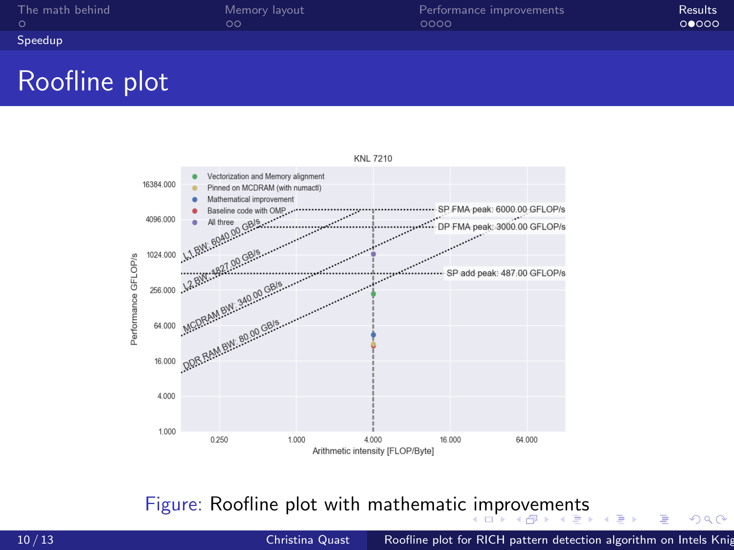## Roofline plot

KNL 7210

- Vectorization and Memory alignment
- Pinned on MCDRAM (with numactl)
- Mathematical improvement
- Baseline code with OMP
- All three

SP FMA peak: 6000.00 GFLOP/s
DP FMA peak: 3000.00 GFLOP/s
SP add peak: 487.00 GFLOP/s

L1 BW: 6040.00 GB/s
L2 BW: 1827.00 GB/s
MCDRAM BW: 340.00 GB/s
DDR RAM BW: 80.00 GB/s

Performance GFLOP/s: 1.000, 4.000, 16.000, 64.000, 256.000, 1024.000, 4096.000, 16384.000

Arithmetic intensity [FLOP/Byte]: 0.250, 1.000, 4.000, 16.000, 64.000

Figure: Roofline plot with mathematic improvements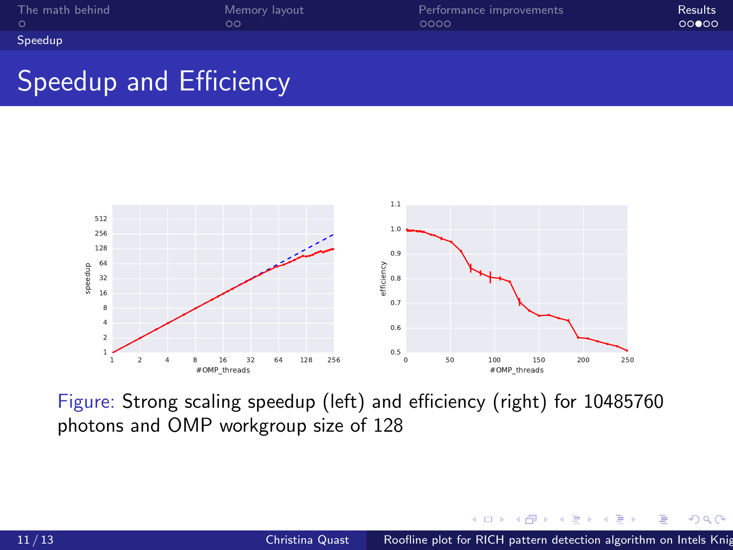# Speedup and Efficiency

Figure: Strong scaling speedup (left) and efficiency (right) for 10485760 photons and OMP workgroup size of 128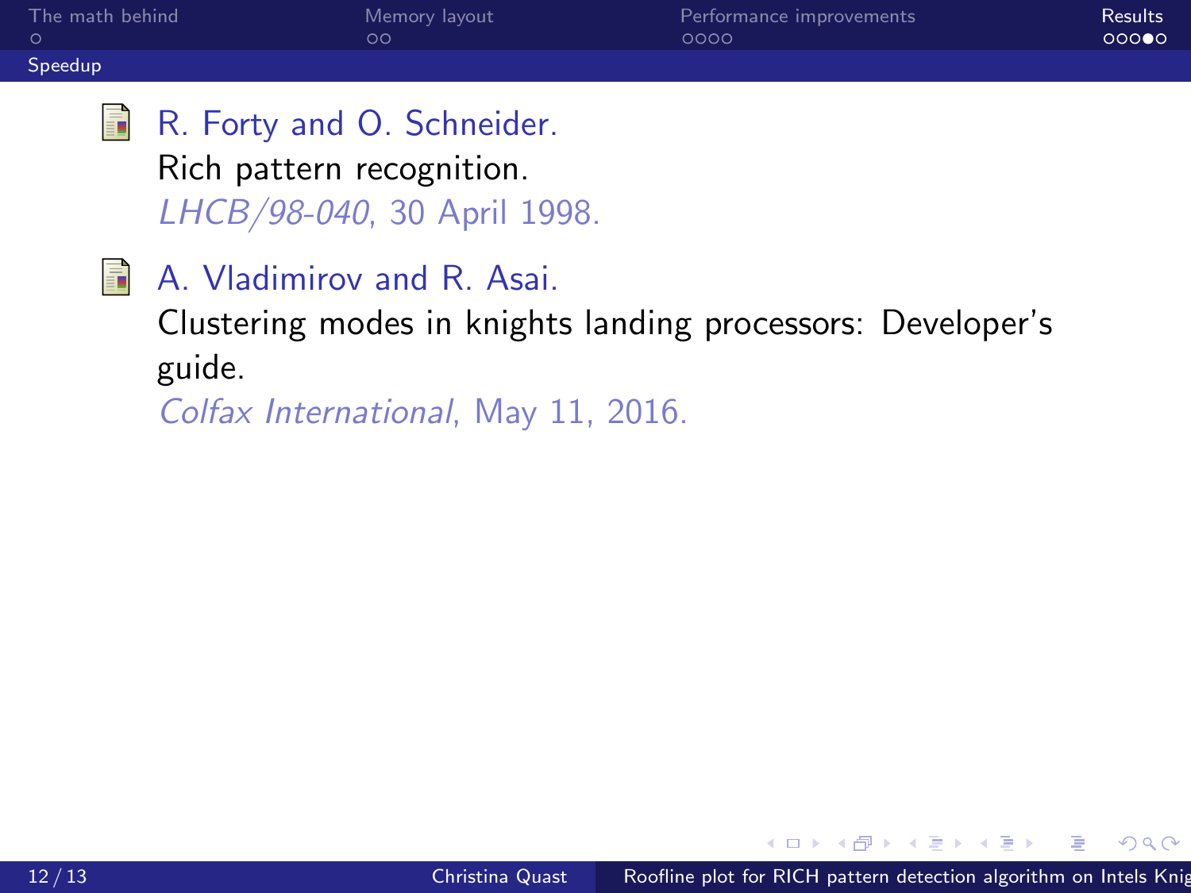R. Forty and O. Schneider.
Rich pattern recognition.
*LHCB/98-040*, 30 April 1998.

A. Vladimirov and R. Asai.
Clustering modes in knights landing processors: Developer's guide.
*Colfax International*, May 11, 2016.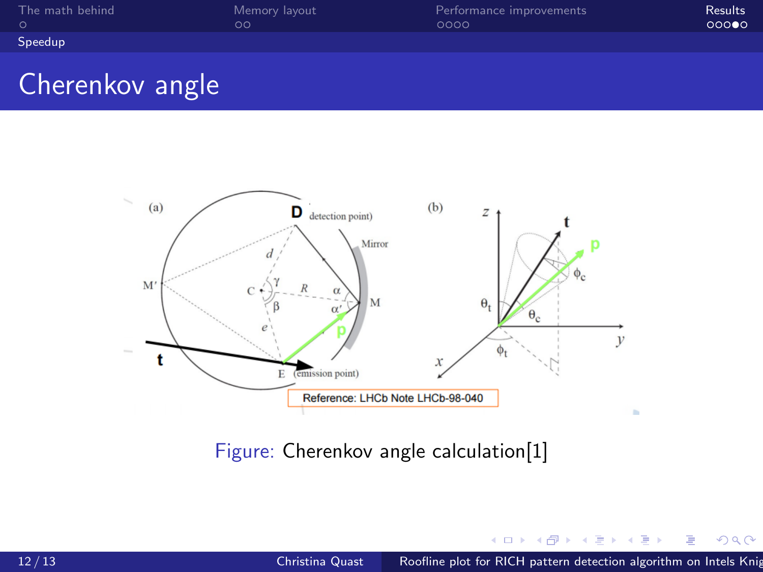# Cherenkov angle

Figure: Cherenkov angle calculation[1]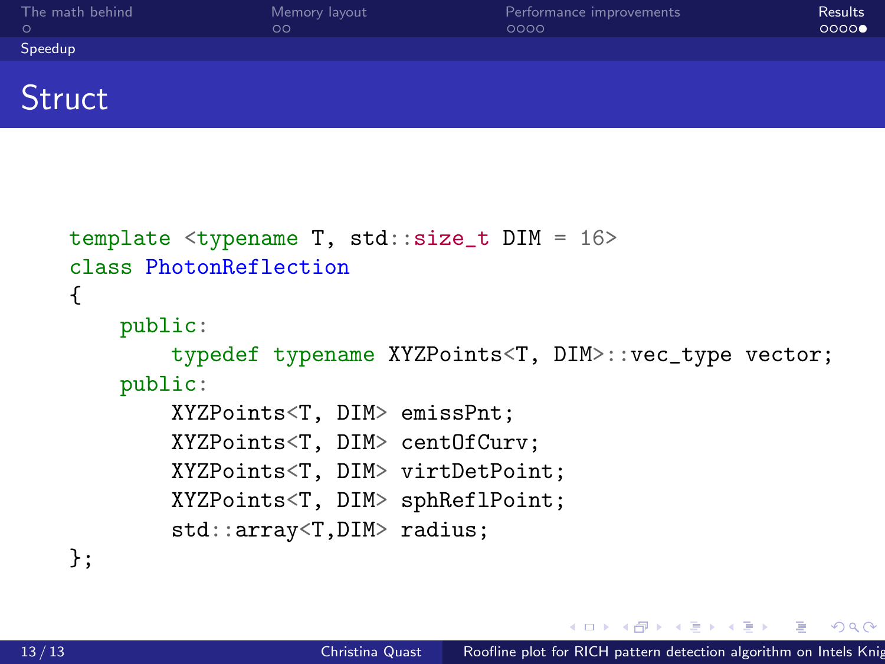# Struct

```
template <typename T, std::size_t DIM = 16>
class PhotonReflection
{
    public:
        typedef typename XYZPoints<T, DIM>::vec_type vector;
    public:
        XYZPoints<T, DIM> emissPnt;
        XYZPoints<T, DIM> centOfCurv;
        XYZPoints<T, DIM> virtDetPoint;
        XYZPoints<T, DIM> sphReflPoint;
        std::array<T,DIM> radius;
};
```